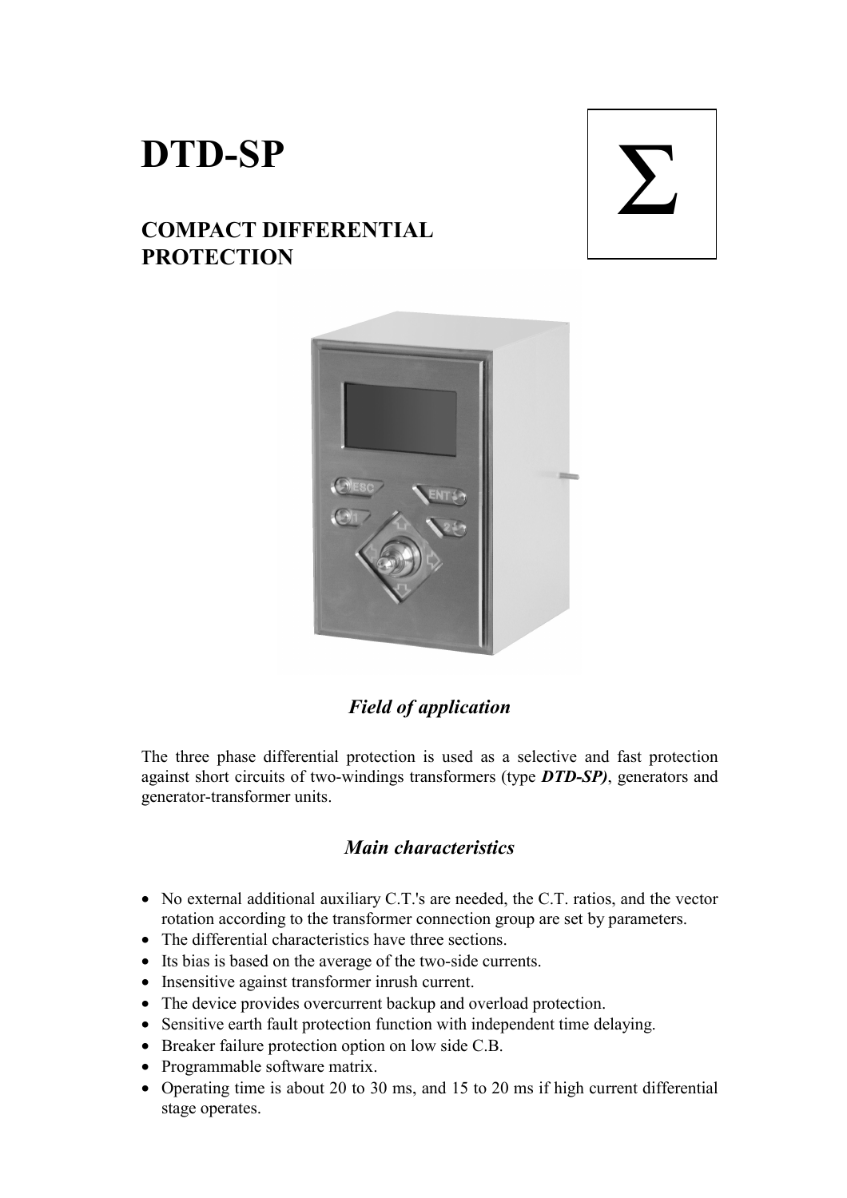# DTD-SP

## COMPACT DIFFERENTIAL PROTECTION

$\Sigma$

### *Field of application*

The three phase differential protection is used as a selective and fast protection against short circuits of two-windings transformers (type ***DTD-SP)***, generators and generator-transformer units.

### *Main characteristics*

- No external additional auxiliary C.T.'s are needed, the C.T. ratios, and the vector rotation according to the transformer connection group are set by parameters.
- The differential characteristics have three sections.
- Its bias is based on the average of the two-side currents.
- Insensitive against transformer inrush current.
- The device provides overcurrent backup and overload protection.
- Sensitive earth fault protection function with independent time delaying.
- Breaker failure protection option on low side C.B.
- Programmable software matrix.
- Operating time is about 20 to 30 ms, and 15 to 20 ms if high current differential stage operates.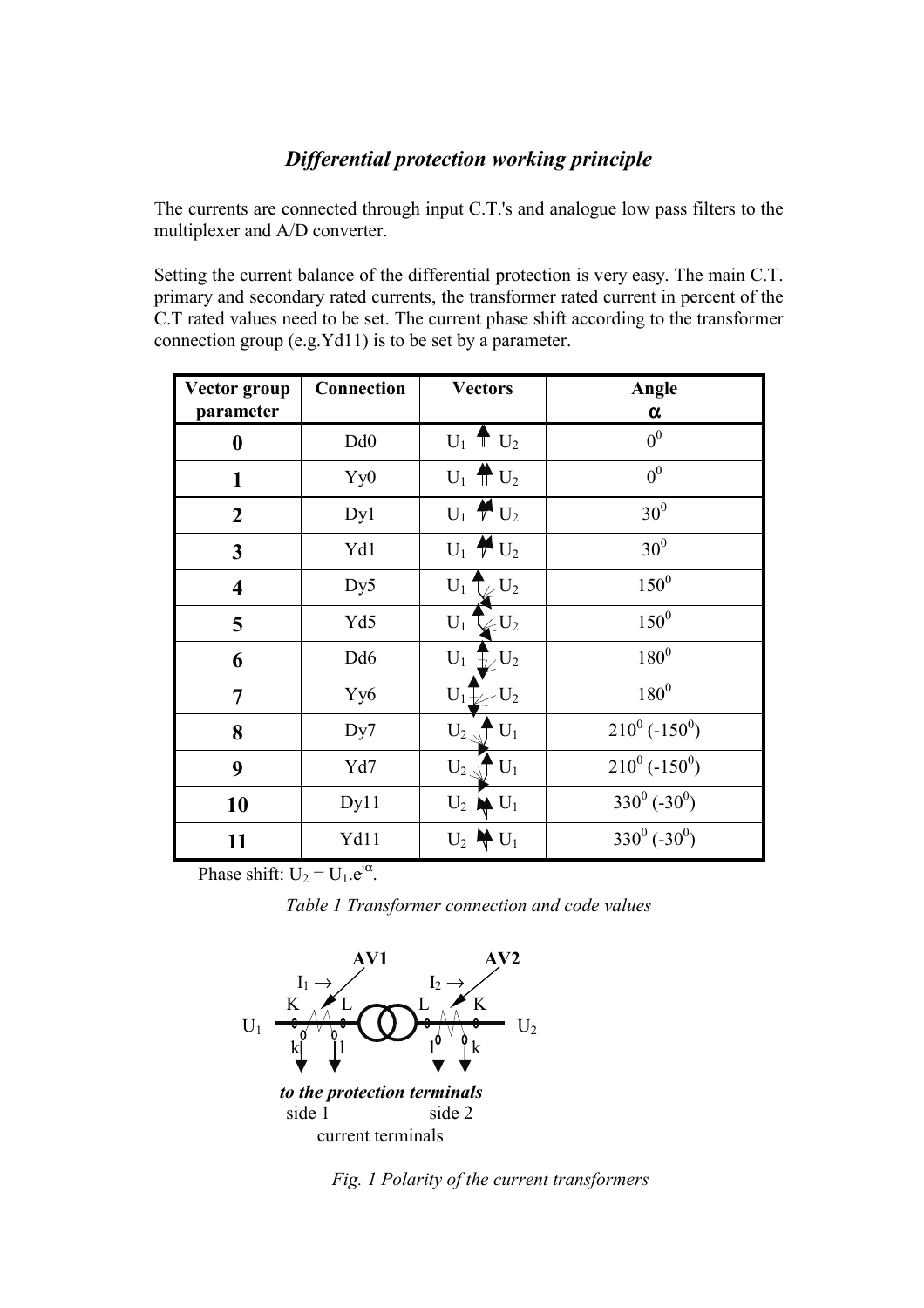## *Differential protection working principle*

The currents are connected through input C.T.'s and analogue low pass filters to the multiplexer and A/D converter.

Setting the current balance of the differential protection is very easy. The main C.T. primary and secondary rated currents, the transformer rated current in percent of the C.T rated values need to be set. The current phase shift according to the transformer connection group (e.g.Yd11) is to be set by a parameter.

| Vector group parameter | Connection | Vectors | Angle $\alpha$ |
|---|---|---|---|
| **0** | Dd0 | $U_1$ $U_2$ | $0^0$ |
| **1** | Yy0 | $U_1$ $U_2$ | $0^0$ |
| **2** | Dy1 | $U_1$ $U_2$ | $30^0$ |
| **3** | Yd1 | $U_1$ $U_2$ | $30^0$ |
| **4** | Dy5 | $U_1$ $U_2$ | $150^0$ |
| **5** | Yd5 | $U_1$ $U_2$ | $150^0$ |
| **6** | Dd6 | $U_1$ $U_2$ | $180^0$ |
| **7** | Yy6 | $U_1$ $U_2$ | $180^0$ |
| **8** | Dy7 | $U_2$ $U_1$ | $210^0$ ($-150^0$) |
| **9** | Yd7 | $U_2$ $U_1$ | $210^0$ ($-150^0$) |
| **10** | Dy11 | $U_2$ $U_1$ | $330^0$ ($-30^0$) |
| **11** | Yd11 | $U_2$ $U_1$ | $330^0$ ($-30^0$) |

Phase shift: $U_2 = U_1.e^{j\alpha}$.

*Table 1 Transformer connection and code values*

AV1 AV2

$I_1 \rightarrow$ $I_2 \rightarrow$

K L L K

$U_1$ $U_2$

k l l k

***to the protection terminals***

side 1 side 2

current terminals

*Fig. 1 Polarity of the current transformers*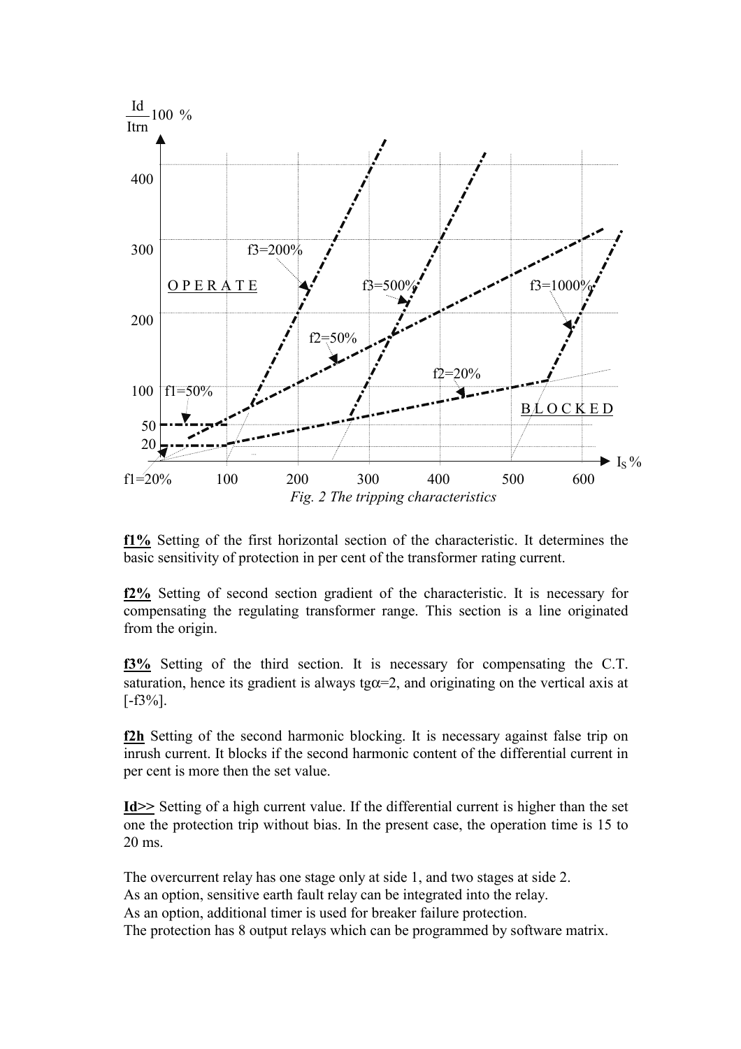*Fig. 2 The tripping characteristics*

**f1%** Setting of the first horizontal section of the characteristic. It determines the basic sensitivity of protection in per cent of the transformer rating current.

**f2%** Setting of second section gradient of the characteristic. It is necessary for compensating the regulating transformer range. This section is a line originated from the origin.

**f3%** Setting of the third section. It is necessary for compensating the C.T. saturation, hence its gradient is always $tg\alpha=2$, and originating on the vertical axis at [-f3%].

**f2h** Setting of the second harmonic blocking. It is necessary against false trip on inrush current. It blocks if the second harmonic content of the differential current in per cent is more then the set value.

**Id>>** Setting of a high current value. If the differential current is higher than the set one the protection trip without bias. In the present case, the operation time is 15 to 20 ms.

The overcurrent relay has one stage only at side 1, and two stages at side 2.
As an option, sensitive earth fault relay can be integrated into the relay.
As an option, additional timer is used for breaker failure protection.
The protection has 8 output relays which can be programmed by software matrix.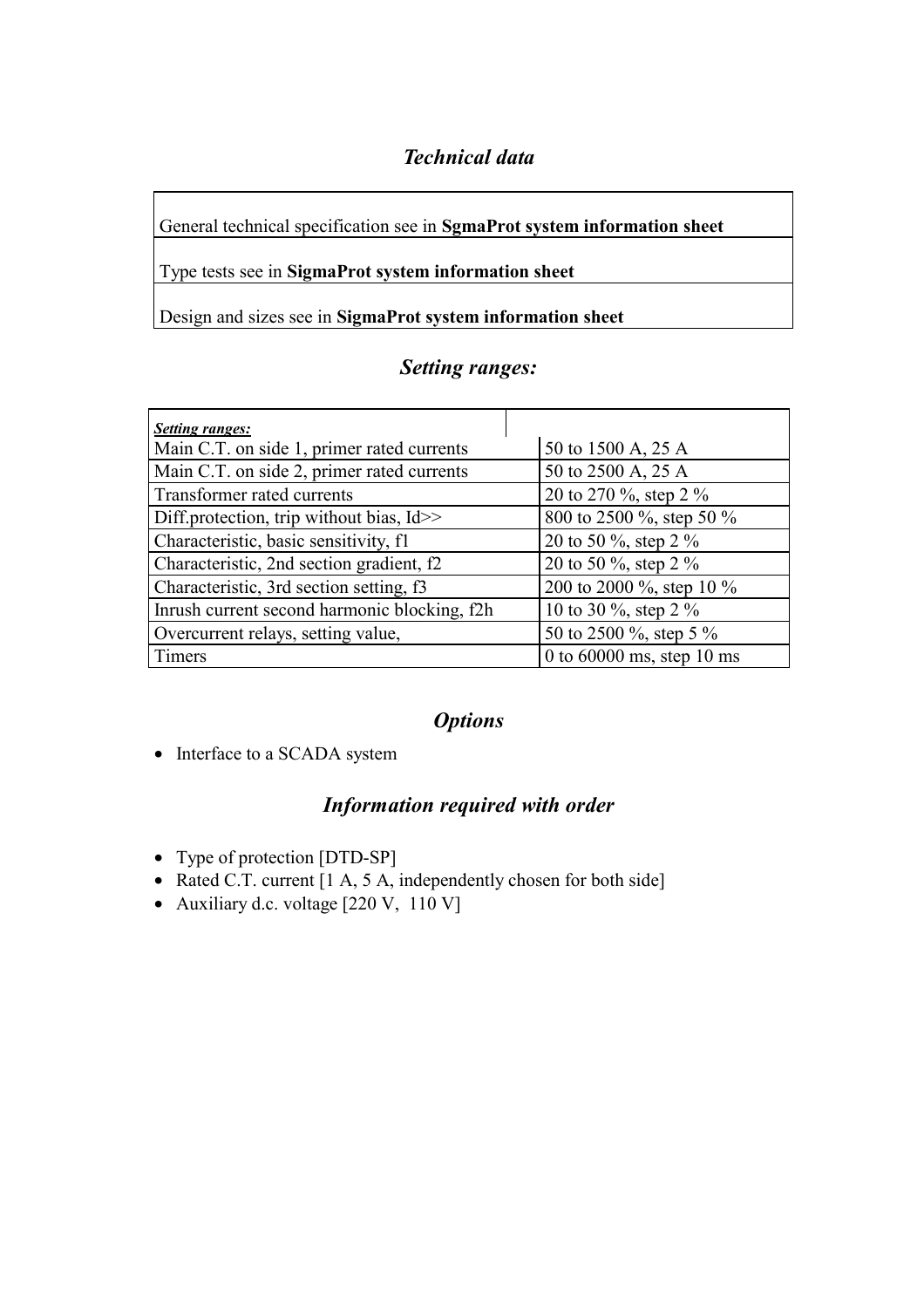## *Technical data*

| |
|---|
| General technical specification see in **SgmaProt system information sheet** |
| Type tests see in **SigmaProt system information sheet** |
| Design and sizes see in **SigmaProt system information sheet** |

## *Setting ranges:*

| ***Setting ranges:*** | |
|---|---|
| Main C.T. on side 1, primer rated currents | 50 to 1500 A, 25 A |
| Main C.T. on side 2, primer rated currents | 50 to 2500 A, 25 A |
| Transformer rated currents | 20 to 270 %, step 2 % |
| Diff.protection, trip without bias, Id>> | 800 to 2500 %, step 50 % |
| Characteristic, basic sensitivity, f1 | 20 to 50 %, step 2 % |
| Characteristic, 2nd section gradient, f2 | 20 to 50 %, step 2 % |
| Characteristic, 3rd section setting, f3 | 200 to 2000 %, step 10 % |
| Inrush current second harmonic blocking, f2h | 10 to 30 %, step 2 % |
| Overcurrent relays, setting value, | 50 to 2500 %, step 5 % |
| Timers | 0 to 60000 ms, step 10 ms |

## *Options*

- Interface to a SCADA system

## *Information required with order*

- Type of protection [DTD-SP]
- Rated C.T. current [1 A, 5 A, independently chosen for both side]
- Auxiliary d.c. voltage [220 V, 110 V]